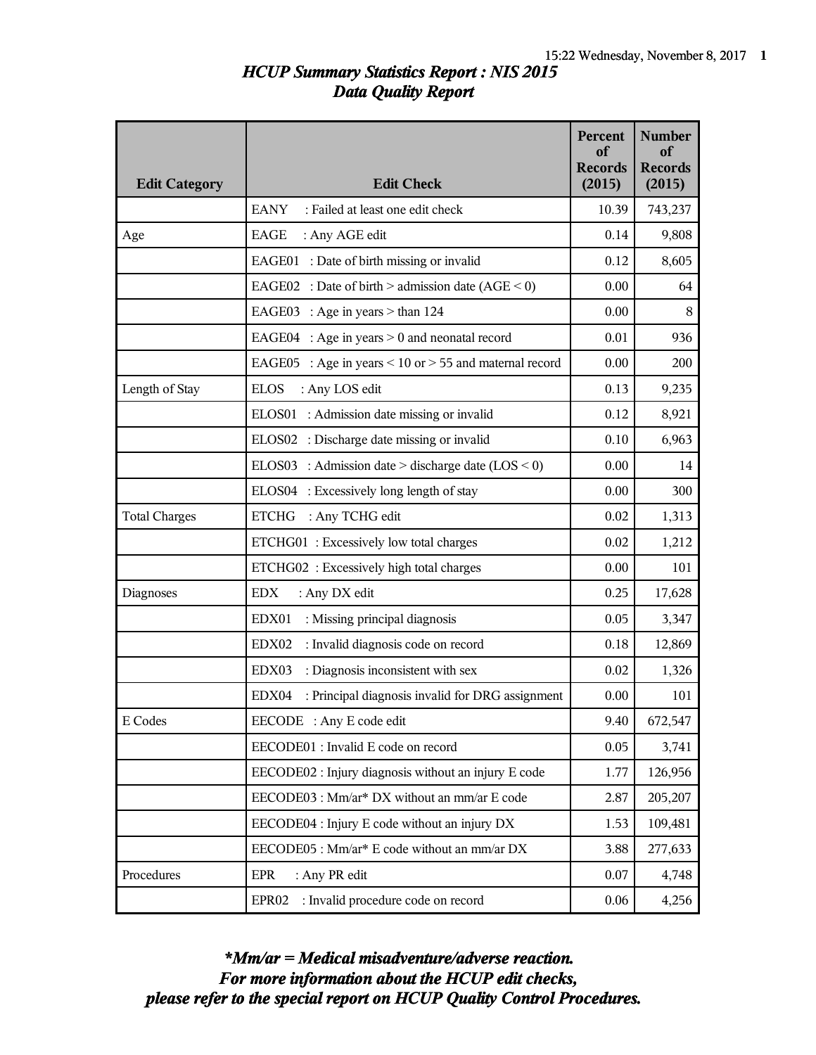# HCUP Summary Statistics Report : NIS 2015
## Data Quality Report

| Edit Category | Edit Check | Percent of Records (2015) | Number of Records (2015) |
|---|---|---|---|
| | EANY : Failed at least one edit check | 10.39 | 743,237 |
| Age | EAGE : Any AGE edit | 0.14 | 9,808 |
| | EAGE01 : Date of birth missing or invalid | 0.12 | 8,605 |
| | EAGE02 : Date of birth > admission date (AGE < 0) | 0.00 | 64 |
| | EAGE03 : Age in years > than 124 | 0.00 | 8 |
| | EAGE04 : Age in years > 0 and neonatal record | 0.01 | 936 |
| | EAGE05 : Age in years < 10 or > 55 and maternal record | 0.00 | 200 |
| Length of Stay | ELOS : Any LOS edit | 0.13 | 9,235 |
| | ELOS01 : Admission date missing or invalid | 0.12 | 8,921 |
| | ELOS02 : Discharge date missing or invalid | 0.10 | 6,963 |
| | ELOS03 : Admission date > discharge date (LOS < 0) | 0.00 | 14 |
| | ELOS04 : Excessively long length of stay | 0.00 | 300 |
| Total Charges | ETCHG : Any TCHG edit | 0.02 | 1,313 |
| | ETCHG01 : Excessively low total charges | 0.02 | 1,212 |
| | ETCHG02 : Excessively high total charges | 0.00 | 101 |
| Diagnoses | EDX : Any DX edit | 0.25 | 17,628 |
| | EDX01 : Missing principal diagnosis | 0.05 | 3,347 |
| | EDX02 : Invalid diagnosis code on record | 0.18 | 12,869 |
| | EDX03 : Diagnosis inconsistent with sex | 0.02 | 1,326 |
| | EDX04 : Principal diagnosis invalid for DRG assignment | 0.00 | 101 |
| E Codes | EECODE : Any E code edit | 9.40 | 672,547 |
| | EECODE01 : Invalid E code on record | 0.05 | 3,741 |
| | EECODE02 : Injury diagnosis without an injury E code | 1.77 | 126,956 |
| | EECODE03 : Mm/ar* DX without an mm/ar E code | 2.87 | 205,207 |
| | EECODE04 : Injury E code without an injury DX | 1.53 | 109,481 |
| | EECODE05 : Mm/ar* E code without an mm/ar DX | 3.88 | 277,633 |
| Procedures | EPR : Any PR edit | 0.07 | 4,748 |
| | EPR02 : Invalid procedure code on record | 0.06 | 4,256 |

***Mm/ar = Medical misadventure/adverse reaction.***
***For more information about the HCUP edit checks,***
***please refer to the special report on HCUP Quality Control Procedures.***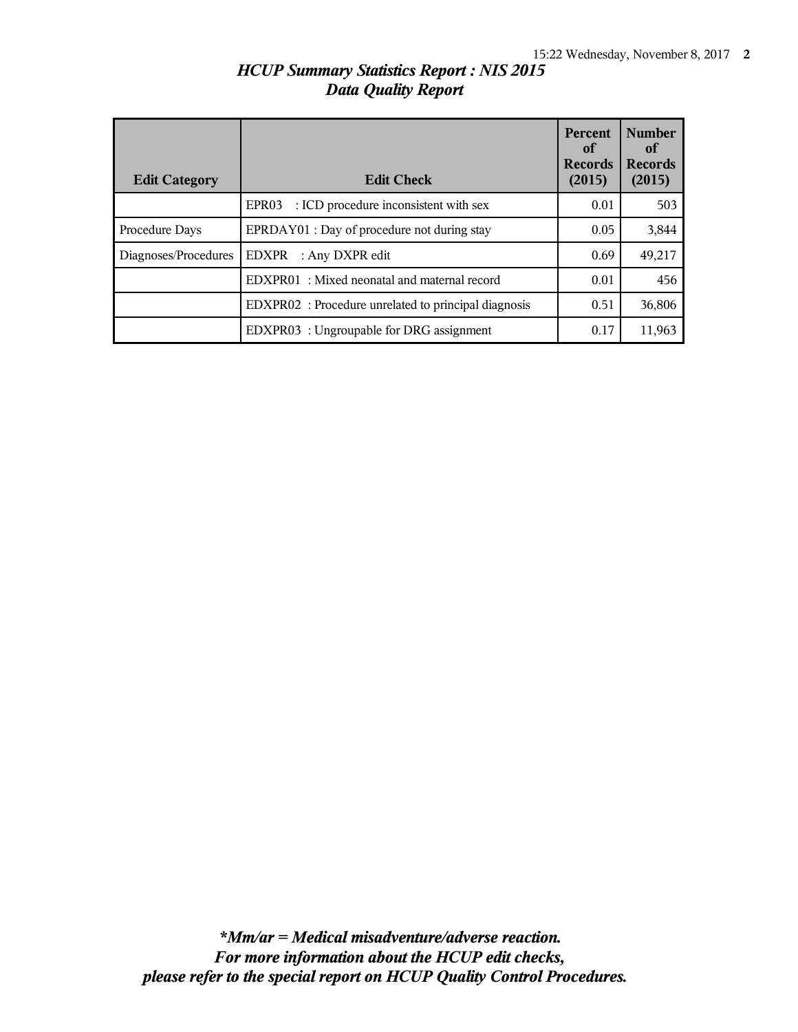# *HCUP Summary Statistics Report : NIS 2015*
## *Data Quality Report*

| Edit Category | Edit Check | Percent of Records (2015) | Number of Records (2015) |
|---|---|---|---|
| | EPR03 : ICD procedure inconsistent with sex | 0.01 | 503 |
| Procedure Days | EPRDAY01 : Day of procedure not during stay | 0.05 | 3,844 |
| Diagnoses/Procedures | EDXPR : Any DXPR edit | 0.69 | 49,217 |
| | EDXPR01 : Mixed neonatal and maternal record | 0.01 | 456 |
| | EDXPR02 : Procedure unrelated to principal diagnosis | 0.51 | 36,806 |
| | EDXPR03 : Ungroupable for DRG assignment | 0.17 | 11,963 |

***Mm/ar = Medical misadventure/adverse reaction.***
***For more information about the HCUP edit checks,***
***please refer to the special report on HCUP Quality Control Procedures.***